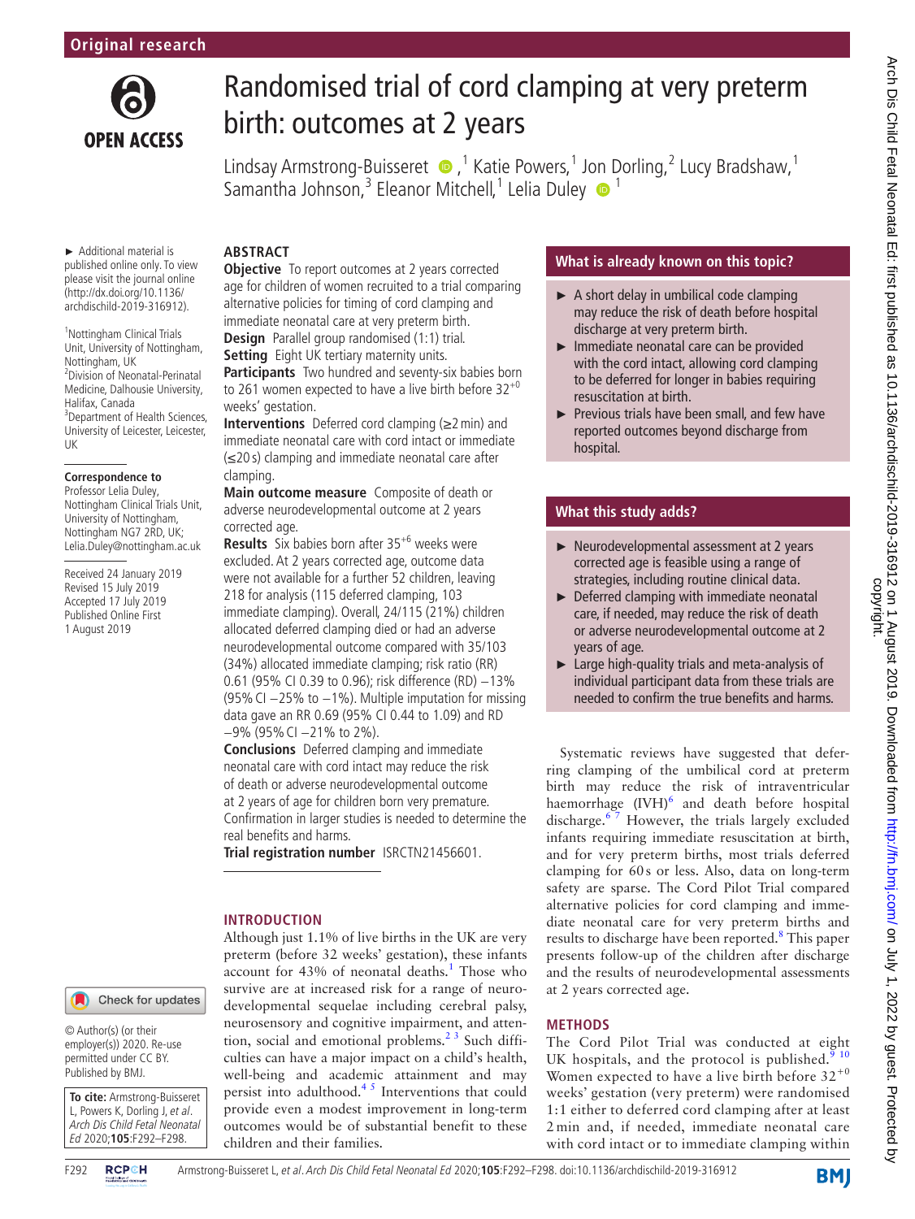Original research

# Randomised trial of cord clamping at very preterm birth: outcomes at 2 years

Lindsay Armstrong-Buisseret [1], Katie Powers [1], Jon Dorling [2], Lucy Bradshaw [1], Samantha Johnson [3], Eleanor Mitchell [1], Lelia Duley [1]

► Additional material is published online only. To view please visit the journal online (http://dx.doi.org/10.1136/archdischild-2019-316912).

[1] Nottingham Clinical Trials Unit, University of Nottingham, Nottingham, UK
[2] Division of Neonatal-Perinatal Medicine, Dalhousie University, Halifax, Canada
[3] Department of Health Sciences, University of Leicester, Leicester, UK

**Correspondence to**
Professor Lelia Duley, Nottingham Clinical Trials Unit, University of Nottingham, Nottingham NG7 2RD, UK; Lelia.Duley@nottingham.ac.uk

Received 24 January 2019
Revised 15 July 2019
Accepted 17 July 2019
Published Online First 1 August 2019

© Author(s) (or their employer(s)) 2020. Re-use permitted under CC BY. Published by BMJ.

**To cite:** Armstrong-Buisseret L, Powers K, Dorling J, *et al*. *Arch Dis Child Fetal Neonatal Ed* 2020;**105**:F292–F298.

## ABSTRACT

**Objective** To report outcomes at 2 years corrected age for children of women recruited to a trial comparing alternative policies for timing of cord clamping and immediate neonatal care at very preterm birth.

**Design** Parallel group randomised (1:1) trial.

**Setting** Eight UK tertiary maternity units.

**Participants** Two hundred and seventy-six babies born to 261 women expected to have a live birth before $32^{+0}$ weeks' gestation.

**Interventions** Deferred cord clamping (≥2 min) and immediate neonatal care with cord intact or immediate (≤20 s) clamping and immediate neonatal care after clamping.

**Main outcome measure** Composite of death or adverse neurodevelopmental outcome at 2 years corrected age.

**Results** Six babies born after $35^{+6}$ weeks were excluded. At 2 years corrected age, outcome data were not available for a further 52 children, leaving 218 for analysis (115 deferred clamping, 103 immediate clamping). Overall, 24/115 (21%) children allocated deferred clamping died or had an adverse neurodevelopmental outcome compared with 35/103 (34%) allocated immediate clamping; risk ratio (RR) 0.61 (95% CI 0.39 to 0.96); risk difference (RD) −13% (95% CI −25% to −1%). Multiple imputation for missing data gave an RR 0.69 (95% CI 0.44 to 1.09) and RD −9% (95% CI −21% to 2%).

**Conclusions** Deferred clamping and immediate neonatal care with cord intact may reduce the risk of death or adverse neurodevelopmental outcome at 2 years of age for children born very premature. Confirmation in larger studies is needed to determine the real benefits and harms.

**Trial registration number** ISRCTN21456601.

## What is already known on this topic?

- A short delay in umbilical code clamping may reduce the risk of death before hospital discharge at very preterm birth.
- Immediate neonatal care can be provided with the cord intact, allowing cord clamping to be deferred for longer in babies requiring resuscitation at birth.
- Previous trials have been small, and few have reported outcomes beyond discharge from hospital.

## What this study adds?

- Neurodevelopmental assessment at 2 years corrected age is feasible using a range of strategies, including routine clinical data.
- Deferred clamping with immediate neonatal care, if needed, may reduce the risk of death or adverse neurodevelopmental outcome at 2 years of age.
- Large high-quality trials and meta-analysis of individual participant data from these trials are needed to confirm the true benefits and harms.

## INTRODUCTION

Although just 1.1% of live births in the UK are very preterm (before 32 weeks' gestation), these infants account for 43% of neonatal deaths.[1] Those who survive are at increased risk for a range of neurodevelopmental sequelae including cerebral palsy, neurosensory and cognitive impairment, and attention, social and emotional problems.[2,3] Such difficulties can have a major impact on a child's health, well-being and academic attainment and may persist into adulthood.[4,5] Interventions that could provide even a modest improvement in long-term outcomes would be of substantial benefit to these children and their families.

Systematic reviews have suggested that deferring clamping of the umbilical cord at preterm birth may reduce the risk of intraventricular haemorrhage (IVH)[6] and death before hospital discharge.[6,7] However, the trials largely excluded infants requiring immediate resuscitation at birth, and for very preterm births, most trials deferred clamping for 60 s or less. Also, data on long-term safety are sparse. The Cord Pilot Trial compared alternative policies for cord clamping and immediate neonatal care for very preterm births and results to discharge have been reported.[8] This paper presents follow-up of the children after discharge and the results of neurodevelopmental assessments at 2 years corrected age.

## METHODS

The Cord Pilot Trial was conducted at eight UK hospitals, and the protocol is published.[9,10] Women expected to have a live birth before $32^{+0}$ weeks' gestation (very preterm) were randomised 1:1 either to deferred cord clamping after at least 2 min and, if needed, immediate neonatal care with cord intact or to immediate clamping within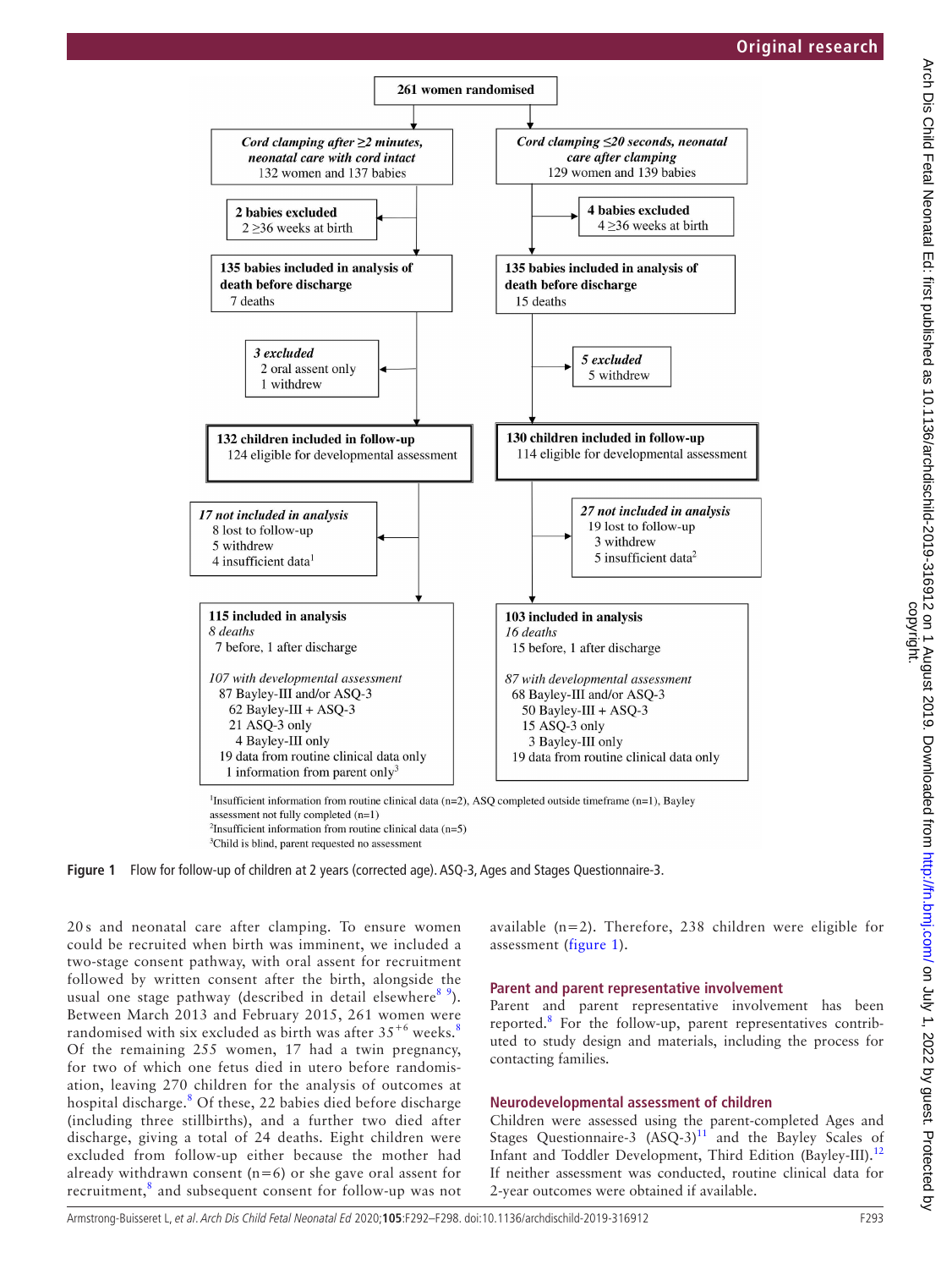261 women randomised

Cord clamping after ≥2 minutes, neonatal care with cord intact
132 women and 137 babies

Cord clamping ≤20 seconds, neonatal care after clamping
129 women and 139 babies

2 babies excluded
2 ≥36 weeks at birth

4 babies excluded
4 ≥36 weeks at birth

135 babies included in analysis of death before discharge
7 deaths

135 babies included in analysis of death before discharge
15 deaths

3 excluded
2 oral assent only
1 withdrew

5 excluded
5 withdrew

132 children included in follow-up
124 eligible for developmental assessment

130 children included in follow-up
114 eligible for developmental assessment

17 not included in analysis
8 lost to follow-up
5 withdrew
4 insufficient data[1]

27 not included in analysis
19 lost to follow-up
3 withdrew
5 insufficient data[2]

115 included in analysis
8 deaths
7 before, 1 after discharge

107 with developmental assessment
87 Bayley-III and/or ASQ-3
62 Bayley-III + ASQ-3
21 ASQ-3 only
4 Bayley-III only
19 data from routine clinical data only
1 information from parent only[3]

103 included in analysis
16 deaths
15 before, 1 after discharge

87 with developmental assessment
68 Bayley-III and/or ASQ-3
50 Bayley-III + ASQ-3
15 ASQ-3 only
3 Bayley-III only
19 data from routine clinical data only

[1]Insufficient information from routine clinical data (n=2), ASQ completed outside timeframe (n=1), Bayley assessment not fully completed (n=1)
[2]Insufficient information from routine clinical data (n=5)
[3]Child is blind, parent requested no assessment

**Figure 1** Flow for follow-up of children at 2 years (corrected age). ASQ-3, Ages and Stages Questionnaire-3.

20s and neonatal care after clamping. To ensure women could be recruited when birth was imminent, we included a two-stage consent pathway, with oral assent for recruitment followed by written consent after the birth, alongside the usual one stage pathway (described in detail elsewhere[8 9]). Between March 2013 and February 2015, 261 women were randomised with six excluded as birth was after $35^{+6}$ weeks.[8] Of the remaining 255 women, 17 had a twin pregnancy, for two of which one fetus died in utero before randomisation, leaving 270 children for the analysis of outcomes at hospital discharge.[8] Of these, 22 babies died before discharge (including three stillbirths), and a further two died after discharge, giving a total of 24 deaths. Eight children were excluded from follow-up either because the mother had already withdrawn consent (n=6) or she gave oral assent for recruitment,[8] and subsequent consent for follow-up was not available (n=2). Therefore, 238 children were eligible for assessment (figure 1).

## Parent and parent representative involvement

Parent and parent representative involvement has been reported.[8] For the follow-up, parent representatives contributed to study design and materials, including the process for contacting families.

## Neurodevelopmental assessment of children

Children were assessed using the parent-completed Ages and Stages Questionnaire-3 (ASQ-3)[11] and the Bayley Scales of Infant and Toddler Development, Third Edition (Bayley-III).[12] If neither assessment was conducted, routine clinical data for 2-year outcomes were obtained if available.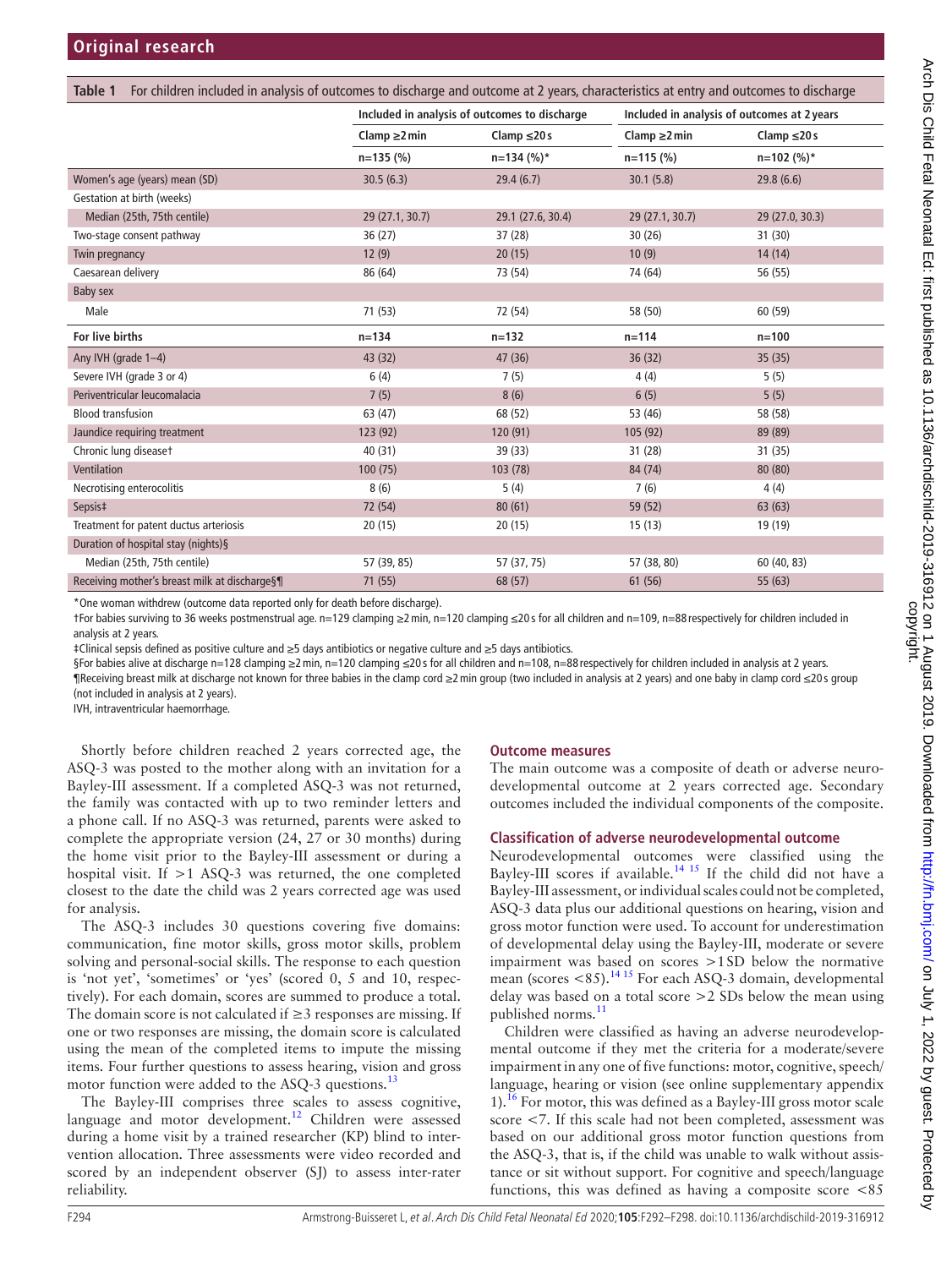**Table 1** For children included in analysis of outcomes to discharge and outcome at 2 years, characteristics at entry and outcomes to discharge

| | Included in analysis of outcomes to discharge | | Included in analysis of outcomes at 2 years | |
|---|---|---|---|---|
| | Clamp ≥2 min | Clamp ≤20 s | Clamp ≥2 min | Clamp ≤20 s |
| | n=135 (%) | n=134 (%)* | n=115 (%) | n=102 (%)* |
| Women's age (years) mean (SD) | 30.5 (6.3) | 29.4 (6.7) | 30.1 (5.8) | 29.8 (6.6) |
| Gestation at birth (weeks) | | | | |
| Median (25th, 75th centile) | 29 (27.1, 30.7) | 29.1 (27.6, 30.4) | 29 (27.1, 30.7) | 29 (27.0, 30.3) |
| Two-stage consent pathway | 36 (27) | 37 (28) | 30 (26) | 31 (30) |
| Twin pregnancy | 12 (9) | 20 (15) | 10 (9) | 14 (14) |
| Caesarean delivery | 86 (64) | 73 (54) | 74 (64) | 56 (55) |
| Baby sex | | | | |
| Male | 71 (53) | 72 (54) | 58 (50) | 60 (59) |
| **For live births** | **n=134** | **n=132** | **n=114** | **n=100** |
| Any IVH (grade 1–4) | 43 (32) | 47 (36) | 36 (32) | 35 (35) |
| Severe IVH (grade 3 or 4) | 6 (4) | 7 (5) | 4 (4) | 5 (5) |
| Periventricular leucomalacia | 7 (5) | 8 (6) | 6 (5) | 5 (5) |
| Blood transfusion | 63 (47) | 68 (52) | 53 (46) | 58 (58) |
| Jaundice requiring treatment | 123 (92) | 120 (91) | 105 (92) | 89 (89) |
| Chronic lung disease† | 40 (31) | 39 (33) | 31 (28) | 31 (35) |
| Ventilation | 100 (75) | 103 (78) | 84 (74) | 80 (80) |
| Necrotising enterocolitis | 8 (6) | 5 (4) | 7 (6) | 4 (4) |
| Sepsis‡ | 72 (54) | 80 (61) | 59 (52) | 63 (63) |
| Treatment for patent ductus arteriosis | 20 (15) | 20 (15) | 15 (13) | 19 (19) |
| Duration of hospital stay (nights)§ | | | | |
| Median (25th, 75th centile) | 57 (39, 85) | 57 (37, 75) | 57 (38, 80) | 60 (40, 83) |
| Receiving mother's breast milk at discharge§¶ | 71 (55) | 68 (57) | 61 (56) | 55 (63) |

*One woman withdrew (outcome data reported only for death before discharge).

†For babies surviving to 36 weeks postmenstrual age. n=129 clamping ≥2 min, n=120 clamping ≤20 s for all children and n=109, n=88 respectively for children included in analysis at 2 years.

‡Clinical sepsis defined as positive culture and ≥5 days antibiotics or negative culture and ≥5 days antibiotics.

§For babies alive at discharge n=128 clamping ≥2 min, n=120 clamping ≤20 s for all children and n=108, n=88 respectively for children included in analysis at 2 years.

¶Receiving breast milk at discharge not known for three babies in the clamp cord ≥2 min group (two included in analysis at 2 years) and one baby in clamp cord ≤20 s group (not included in analysis at 2 years).

IVH, intraventricular haemorrhage.

Shortly before children reached 2 years corrected age, the ASQ-3 was posted to the mother along with an invitation for a Bayley-III assessment. If a completed ASQ-3 was not returned, the family was contacted with up to two reminder letters and a phone call. If no ASQ-3 was returned, parents were asked to complete the appropriate version (24, 27 or 30 months) during the home visit prior to the Bayley-III assessment or during a hospital visit. If >1 ASQ-3 was returned, the one completed closest to the date the child was 2 years corrected age was used for analysis.

The ASQ-3 includes 30 questions covering five domains: communication, fine motor skills, gross motor skills, problem solving and personal-social skills. The response to each question is 'not yet', 'sometimes' or 'yes' (scored 0, 5 and 10, respectively). For each domain, scores are summed to produce a total. The domain score is not calculated if ≥3 responses are missing. If one or two responses are missing, the domain score is calculated using the mean of the completed items to impute the missing items. Four further questions to assess hearing, vision and gross motor function were added to the ASQ-3 questions.[13]

The Bayley-III comprises three scales to assess cognitive, language and motor development.[12] Children were assessed during a home visit by a trained researcher (KP) blind to intervention allocation. Three assessments were video recorded and scored by an independent observer (SJ) to assess inter-rater reliability.

### Outcome measures

The main outcome was a composite of death or adverse neurodevelopmental outcome at 2 years corrected age. Secondary outcomes included the individual components of the composite.

### Classification of adverse neurodevelopmental outcome

Neurodevelopmental outcomes were classified using the Bayley-III scores if available.[14,15] If the child did not have a Bayley-III assessment, or individual scales could not be completed, ASQ-3 data plus our additional questions on hearing, vision and gross motor function were used. To account for underestimation of developmental delay using the Bayley-III, moderate or severe impairment was based on scores >1 SD below the normative mean (scores <85).[14,15] For each ASQ-3 domain, developmental delay was based on a total score >2 SDs below the mean using published norms.[11]

Children were classified as having an adverse neurodevelopmental outcome if they met the criteria for a moderate/severe impairment in any one of five functions: motor, cognitive, speech/language, hearing or vision (see online supplementary appendix 1).[16] For motor, this was defined as a Bayley-III gross motor scale score <7. If this scale had not been completed, assessment was based on our additional gross motor function questions from the ASQ-3, that is, if the child was unable to walk without assistance or sit without support. For cognitive and speech/language functions, this was defined as having a composite score <85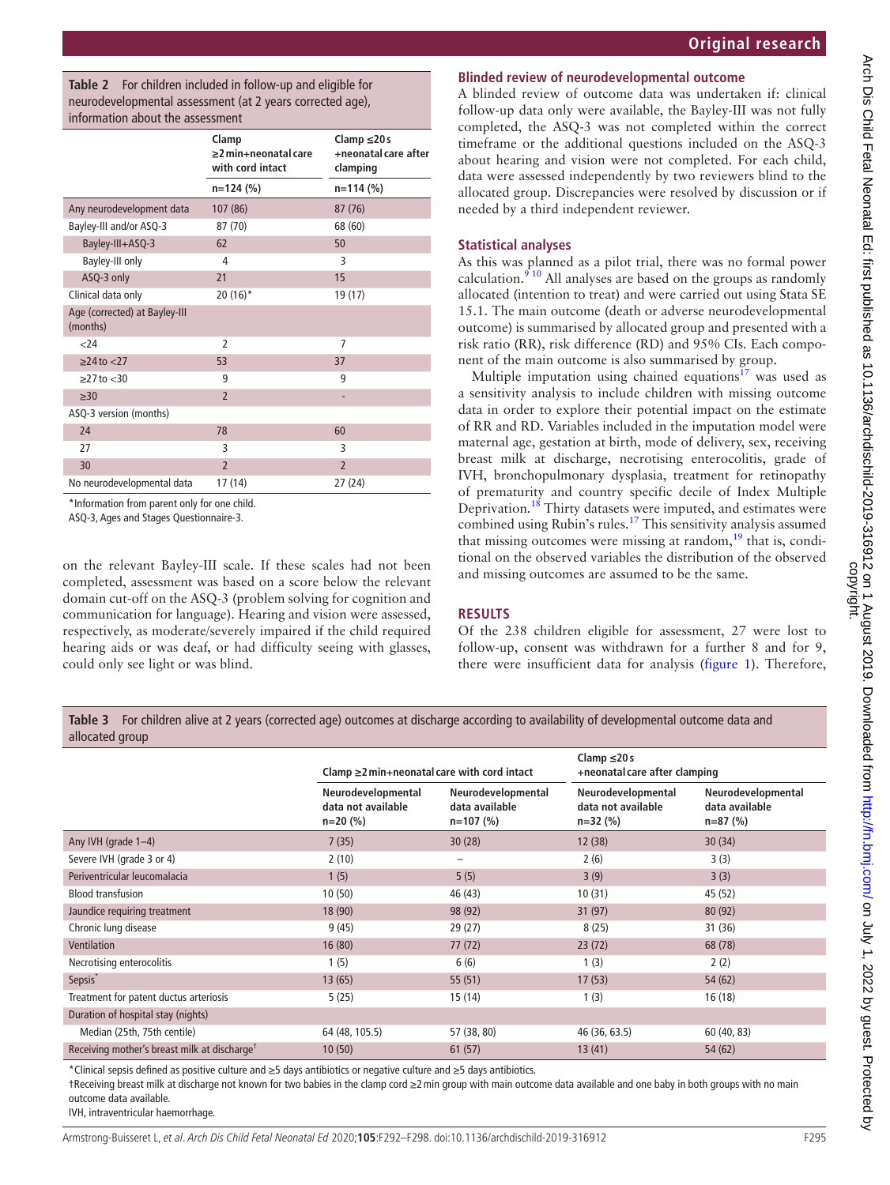**Table 2** For children included in follow-up and eligible for neurodevelopmental assessment (at 2 years corrected age), information about the assessment

| | Clamp ≥2 min+neonatal care with cord intact | Clamp ≤20 s +neonatal care after clamping |
|---|---|---|
| | n=124 (%) | n=114 (%) |
| Any neurodevelopment data | 107 (86) | 87 (76) |
| Bayley-III and/or ASQ-3 | 87 (70) | 68 (60) |
| Bayley-III+ASQ-3 | 62 | 50 |
| Bayley-III only | 4 | 3 |
| ASQ-3 only | 21 | 15 |
| Clinical data only | 20 (16)* | 19 (17) |
| Age (corrected) at Bayley-III (months) | | |
| <24 | 2 | 7 |
| ≥24 to <27 | 53 | 37 |
| ≥27 to <30 | 9 | 9 |
| ≥30 | 2 | - |
| ASQ-3 version (months) | | |
| 24 | 78 | 60 |
| 27 | 3 | 3 |
| 30 | 2 | 2 |
| No neurodevelopmental data | 17 (14) | 27 (24) |

*Information from parent only for one child.
ASQ-3, Ages and Stages Questionnaire-3.

on the relevant Bayley-III scale. If these scales had not been completed, assessment was based on a score below the relevant domain cut-off on the ASQ-3 (problem solving for cognition and communication for language). Hearing and vision were assessed, respectively, as moderate/severely impaired if the child required hearing aids or was deaf, or had difficulty seeing with glasses, could only see light or was blind.

### Blinded review of neurodevelopmental outcome

A blinded review of outcome data was undertaken if: clinical follow-up data only were available, the Bayley-III was not fully completed, the ASQ-3 was not completed within the correct timeframe or the additional questions included on the ASQ-3 about hearing and vision were not completed. For each child, data were assessed independently by two reviewers blind to the allocated group. Discrepancies were resolved by discussion or if needed by a third independent reviewer.

### Statistical analyses

As this was planned as a pilot trial, there was no formal power calculation.[9,10] All analyses are based on the groups as randomly allocated (intention to treat) and were carried out using Stata SE 15.1. The main outcome (death or adverse neurodevelopmental outcome) is summarised by allocated group and presented with a risk ratio (RR), risk difference (RD) and 95% CIs. Each component of the main outcome is also summarised by group.

Multiple imputation using chained equations[17] was used as a sensitivity analysis to include children with missing outcome data in order to explore their potential impact on the estimate of RR and RD. Variables included in the imputation model were maternal age, gestation at birth, mode of delivery, sex, receiving breast milk at discharge, necrotising enterocolitis, grade of IVH, bronchopulmonary dysplasia, treatment for retinopathy of prematurity and country specific decile of Index Multiple Deprivation.[18] Thirty datasets were imputed, and estimates were combined using Rubin's rules.[17] This sensitivity analysis assumed that missing outcomes were missing at random,[19] that is, conditional on the observed variables the distribution of the observed and missing outcomes are assumed to be the same.

## RESULTS

Of the 238 children eligible for assessment, 27 were lost to follow-up, consent was withdrawn for a further 8 and for 9, there were insufficient data for analysis (figure 1). Therefore,

**Table 3** For children alive at 2 years (corrected age) outcomes at discharge according to availability of developmental outcome data and allocated group

| | Clamp ≥2 min+neonatal care with cord intact | | Clamp ≤20 s +neonatal care after clamping | |
|---|---|---|---|---|
| | Neurodevelopmental data not available n=20 (%) | Neurodevelopmental data available n=107 (%) | Neurodevelopmental data not available n=32 (%) | Neurodevelopmental data available n=87 (%) |
| Any IVH (grade 1–4) | 7 (35) | 30 (28) | 12 (38) | 30 (34) |
| Severe IVH (grade 3 or 4) | 2 (10) | – | 2 (6) | 3 (3) |
| Periventricular leucomalacia | 1 (5) | 5 (5) | 3 (9) | 3 (3) |
| Blood transfusion | 10 (50) | 46 (43) | 10 (31) | 45 (52) |
| Jaundice requiring treatment | 18 (90) | 98 (92) | 31 (97) | 80 (92) |
| Chronic lung disease | 9 (45) | 29 (27) | 8 (25) | 31 (36) |
| Ventilation | 16 (80) | 77 (72) | 23 (72) | 68 (78) |
| Necrotising enterocolitis | 1 (5) | 6 (6) | 1 (3) | 2 (2) |
| Sepsis* | 13 (65) | 55 (51) | 17 (53) | 54 (62) |
| Treatment for patent ductus arteriosis | 5 (25) | 15 (14) | 1 (3) | 16 (18) |
| Duration of hospital stay (nights) | | | | |
| Median (25th, 75th centile) | 64 (48, 105.5) | 57 (38, 80) | 46 (36, 63.5) | 60 (40, 83) |
| Receiving mother's breast milk at discharge† | 10 (50) | 61 (57) | 13 (41) | 54 (62) |

*Clinical sepsis defined as positive culture and ≥5 days antibiotics or negative culture and ≥5 days antibiotics.
†Receiving breast milk at discharge not known for two babies in the clamp cord ≥2 min group with main outcome data available and one baby in both groups with no main outcome data available.
IVH, intraventricular haemorrhage.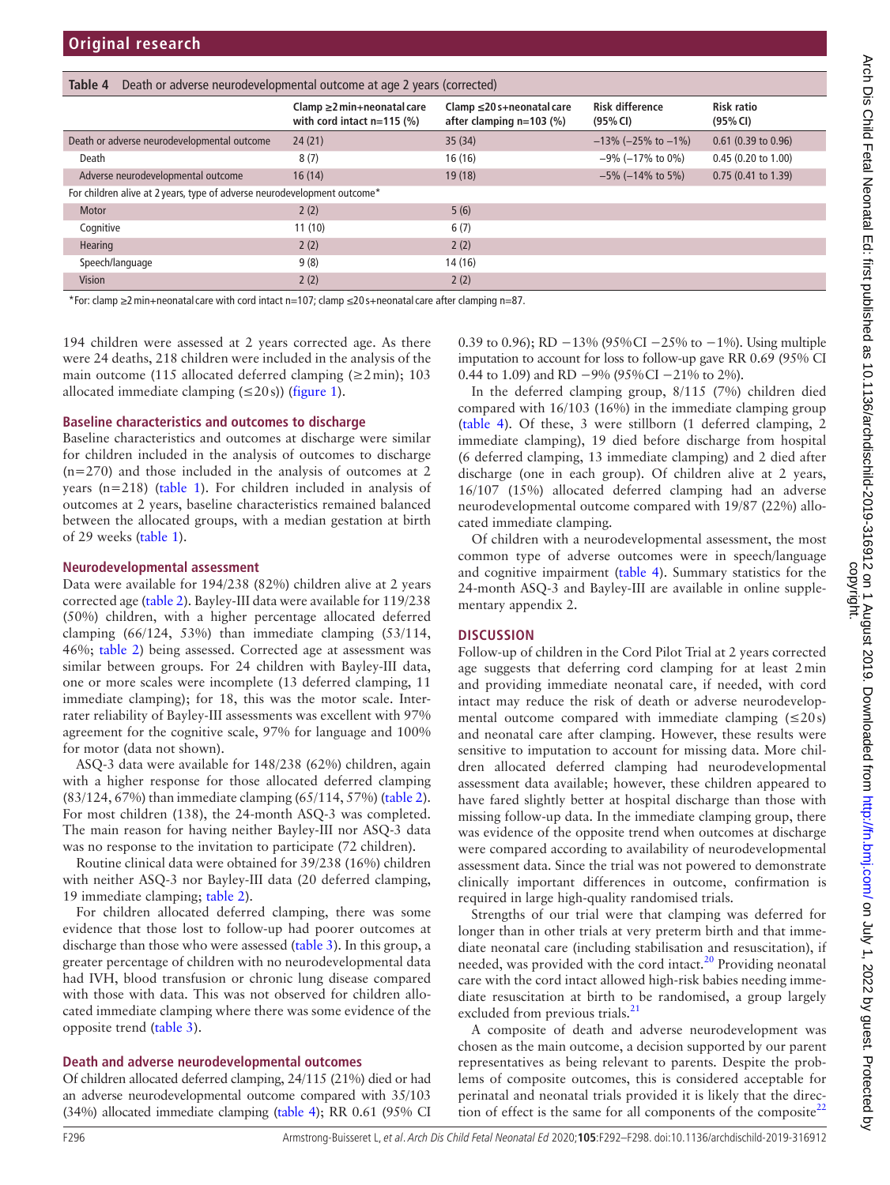**Table 4** Death or adverse neurodevelopmental outcome at age 2 years (corrected)

| | Clamp ≥2 min+neonatal care with cord intact n=115 (%) | Clamp ≤20 s+neonatal care after clamping n=103 (%) | Risk difference (95% CI) | Risk ratio (95% CI) |
|---|---|---|---|---|
| Death or adverse neurodevelopmental outcome | 24 (21) | 35 (34) | −13% (−25% to −1%) | 0.61 (0.39 to 0.96) |
| Death | 8 (7) | 16 (16) | −9% (−17% to 0%) | 0.45 (0.20 to 1.00) |
| Adverse neurodevelopmental outcome | 16 (14) | 19 (18) | −5% (−14% to 5%) | 0.75 (0.41 to 1.39) |
| For children alive at 2 years, type of adverse neurodevelopment outcome* | | | | |
| Motor | 2 (2) | 5 (6) | | |
| Cognitive | 11 (10) | 6 (7) | | |
| Hearing | 2 (2) | 2 (2) | | |
| Speech/language | 9 (8) | 14 (16) | | |
| Vision | 2 (2) | 2 (2) | | |

*For: clamp ≥2 min+neonatal care with cord intact n=107; clamp ≤20 s+neonatal care after clamping n=87.

194 children were assessed at 2 years corrected age. As there were 24 deaths, 218 children were included in the analysis of the main outcome (115 allocated deferred clamping (≥2 min); 103 allocated immediate clamping (≤20 s)) (figure 1).

### Baseline characteristics and outcomes to discharge

Baseline characteristics and outcomes at discharge were similar for children included in the analysis of outcomes to discharge (n=270) and those included in the analysis of outcomes at 2 years (n=218) (table 1). For children included in analysis of outcomes at 2 years, baseline characteristics remained balanced between the allocated groups, with a median gestation at birth of 29 weeks (table 1).

### Neurodevelopmental assessment

Data were available for 194/238 (82%) children alive at 2 years corrected age (table 2). Bayley-III data were available for 119/238 (50%) children, with a higher percentage allocated deferred clamping (66/124, 53%) than immediate clamping (53/114, 46%; table 2) being assessed. Corrected age at assessment was similar between groups. For 24 children with Bayley-III data, one or more scales were incomplete (13 deferred clamping, 11 immediate clamping); for 18, this was the motor scale. Inter-rater reliability of Bayley-III assessments was excellent with 97% agreement for the cognitive scale, 97% for language and 100% for motor (data not shown).

ASQ-3 data were available for 148/238 (62%) children, again with a higher response for those allocated deferred clamping (83/124, 67%) than immediate clamping (65/114, 57%) (table 2). For most children (138), the 24-month ASQ-3 was completed. The main reason for having neither Bayley-III nor ASQ-3 data was no response to the invitation to participate (72 children).

Routine clinical data were obtained for 39/238 (16%) children with neither ASQ-3 nor Bayley-III data (20 deferred clamping, 19 immediate clamping; table 2).

For children allocated deferred clamping, there was some evidence that those lost to follow-up had poorer outcomes at discharge than those who were assessed (table 3). In this group, a greater percentage of children with no neurodevelopmental data had IVH, blood transfusion or chronic lung disease compared with those with data. This was not observed for children allocated immediate clamping where there was some evidence of the opposite trend (table 3).

### Death and adverse neurodevelopmental outcomes

Of children allocated deferred clamping, 24/115 (21%) died or had an adverse neurodevelopmental outcome compared with 35/103 (34%) allocated immediate clamping (table 4); RR 0.61 (95% CI 0.39 to 0.96); RD −13% (95% CI −25% to −1%). Using multiple imputation to account for loss to follow-up gave RR 0.69 (95% CI 0.44 to 1.09) and RD −9% (95% CI −21% to 2%).

In the deferred clamping group, 8/115 (7%) children died compared with 16/103 (16%) in the immediate clamping group (table 4). Of these, 3 were stillborn (1 deferred clamping, 2 immediate clamping), 19 died before discharge from hospital (6 deferred clamping, 13 immediate clamping) and 2 died after discharge (one in each group). Of children alive at 2 years, 16/107 (15%) allocated deferred clamping had an adverse neurodevelopmental outcome compared with 19/87 (22%) allocated immediate clamping.

Of children with a neurodevelopmental assessment, the most common type of adverse outcomes were in speech/language and cognitive impairment (table 4). Summary statistics for the 24-month ASQ-3 and Bayley-III are available in online supplementary appendix 2.

## DISCUSSION

Follow-up of children in the Cord Pilot Trial at 2 years corrected age suggests that deferring cord clamping for at least 2 min and providing immediate neonatal care, if needed, with cord intact may reduce the risk of death or adverse neurodevelopmental outcome compared with immediate clamping (≤20 s) and neonatal care after clamping. However, these results were sensitive to imputation to account for missing data. More children allocated deferred clamping had neurodevelopmental assessment data available; however, these children appeared to have fared slightly better at hospital discharge than those with missing follow-up data. In the immediate clamping group, there was evidence of the opposite trend when outcomes at discharge were compared according to availability of neurodevelopmental assessment data. Since the trial was not powered to demonstrate clinically important differences in outcome, confirmation is required in large high-quality randomised trials.

Strengths of our trial were that clamping was deferred for longer than in other trials at very preterm birth and that immediate neonatal care (including stabilisation and resuscitation), if needed, was provided with the cord intact.[20] Providing neonatal care with the cord intact allowed high-risk babies needing immediate resuscitation at birth to be randomised, a group largely excluded from previous trials.[21]

A composite of death and adverse neurodevelopment was chosen as the main outcome, a decision supported by our parent representatives as being relevant to parents. Despite the problems of composite outcomes, this is considered acceptable for perinatal and neonatal trials provided it is likely that the direction of effect is the same for all components of the composite[22]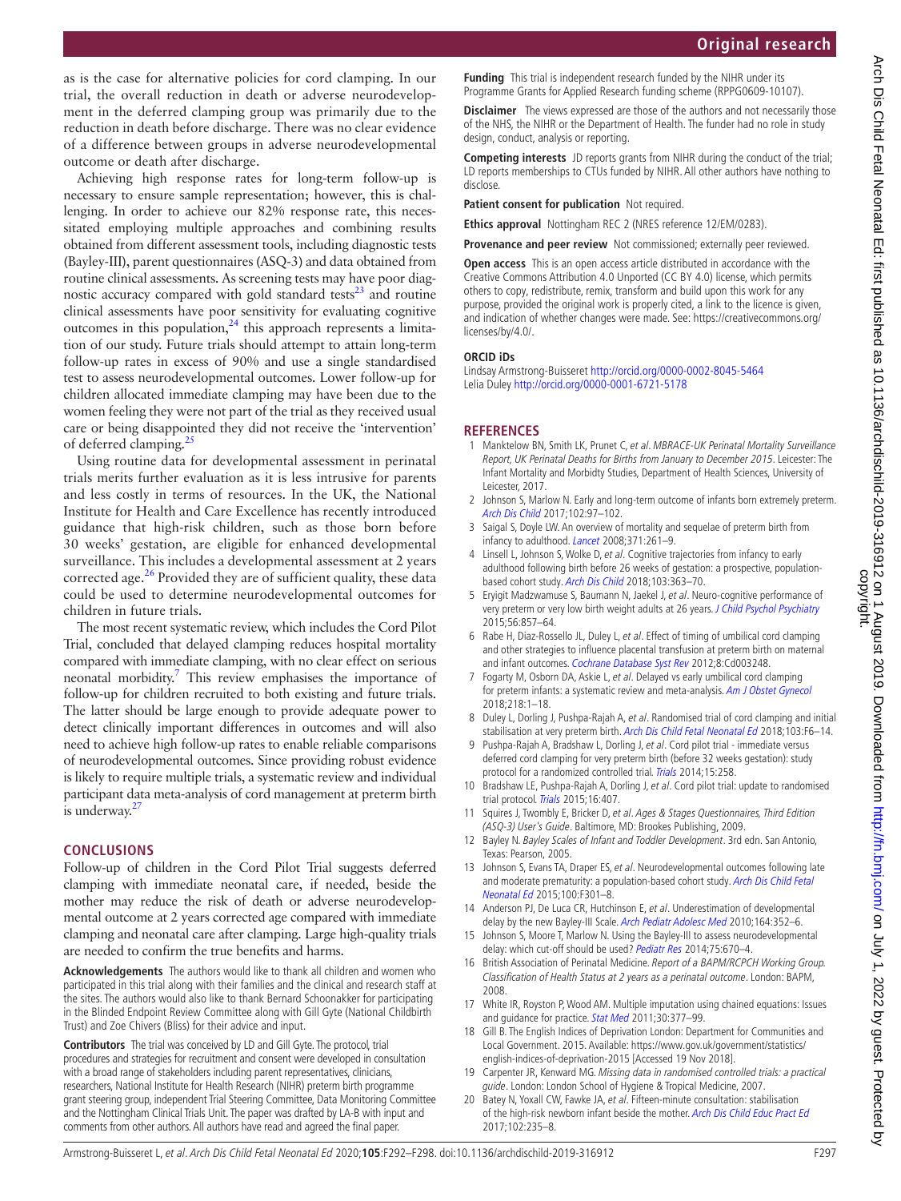as is the case for alternative policies for cord clamping. In our trial, the overall reduction in death or adverse neurodevelopment in the deferred clamping group was primarily due to the reduction in death before discharge. There was no clear evidence of a difference between groups in adverse neurodevelopmental outcome or death after discharge.

Achieving high response rates for long-term follow-up is necessary to ensure sample representation; however, this is challenging. In order to achieve our 82% response rate, this necessitated employing multiple approaches and combining results obtained from different assessment tools, including diagnostic tests (Bayley-III), parent questionnaires (ASQ-3) and data obtained from routine clinical assessments. As screening tests may have poor diagnostic accuracy compared with gold standard tests[23] and routine clinical assessments have poor sensitivity for evaluating cognitive outcomes in this population,[24] this approach represents a limitation of our study. Future trials should attempt to attain long-term follow-up rates in excess of 90% and use a single standardised test to assess neurodevelopmental outcomes. Lower follow-up for children allocated immediate clamping may have been due to the women feeling they were not part of the trial as they received usual care or being disappointed they did not receive the 'intervention' of deferred clamping.[25]

Using routine data for developmental assessment in perinatal trials merits further evaluation as it is less intrusive for parents and less costly in terms of resources. In the UK, the National Institute for Health and Care Excellence has recently introduced guidance that high-risk children, such as those born before 30 weeks' gestation, are eligible for enhanced developmental surveillance. This includes a developmental assessment at 2 years corrected age.[26] Provided they are of sufficient quality, these data could be used to determine neurodevelopmental outcomes for children in future trials.

The most recent systematic review, which includes the Cord Pilot Trial, concluded that delayed clamping reduces hospital mortality compared with immediate clamping, with no clear effect on serious neonatal morbidity.[7] This review emphasises the importance of follow-up for children recruited to both existing and future trials. The latter should be large enough to provide adequate power to detect clinically important differences in outcomes and will also need to achieve high follow-up rates to enable reliable comparisons of neurodevelopmental outcomes. Since providing robust evidence is likely to require multiple trials, a systematic review and individual participant data meta-analysis of cord management at preterm birth is underway.[27]

## CONCLUSIONS

Follow-up of children in the Cord Pilot Trial suggests deferred clamping with immediate neonatal care, if needed, beside the mother may reduce the risk of death or adverse neurodevelopmental outcome at 2 years corrected age compared with immediate clamping and neonatal care after clamping. Large high-quality trials are needed to confirm the true benefits and harms.

**Acknowledgements** The authors would like to thank all children and women who participated in this trial along with their families and the clinical and research staff at the sites. The authors would also like to thank Bernard Schoonakker for participating in the Blinded Endpoint Review Committee along with Gill Gyte (National Childbirth Trust) and Zoe Chivers (Bliss) for their advice and input.

**Contributors** The trial was conceived by LD and Gill Gyte. The protocol, trial procedures and strategies for recruitment and consent were developed in consultation with a broad range of stakeholders including parent representatives, clinicians, researchers, National Institute for Health Research (NIHR) preterm birth programme grant steering group, independent Trial Steering Committee, Data Monitoring Committee and the Nottingham Clinical Trials Unit. The paper was drafted by LA-B with input and comments from other authors. All authors have read and agreed the final paper.

**Funding** This trial is independent research funded by the NIHR under its Programme Grants for Applied Research funding scheme (RPPG0609-10107).

**Disclaimer** The views expressed are those of the authors and not necessarily those of the NHS, the NIHR or the Department of Health. The funder had no role in study design, conduct, analysis or reporting.

**Competing interests** JD reports grants from NIHR during the conduct of the trial; LD reports memberships to CTUs funded by NIHR. All other authors have nothing to disclose.

**Patient consent for publication** Not required.

**Ethics approval** Nottingham REC 2 (NRES reference 12/EM/0283).

**Provenance and peer review** Not commissioned; externally peer reviewed.

**Open access** This is an open access article distributed in accordance with the Creative Commons Attribution 4.0 Unported (CC BY 4.0) license, which permits others to copy, redistribute, remix, transform and build upon this work for any purpose, provided the original work is properly cited, a link to the licence is given, and indication of whether changes were made. See: https://creativecommons.org/licenses/by/4.0/.

### ORCID iDs

Lindsay Armstrong-Buisseret http://orcid.org/0000-0002-8045-5464
Lelia Duley http://orcid.org/0000-0001-6721-5178

## REFERENCES

1. Manktelow BN, Smith LK, Prunet C, *et al*. *MBRACE-UK Perinatal Mortality Surveillance Report, UK Perinatal Deaths for Births from January to December 2015*. Leicester: The Infant Mortality and Morbidty Studies, Department of Health Sciences, University of Leicester, 2017.
2. Johnson S, Marlow N. Early and long-term outcome of infants born extremely preterm. *Arch Dis Child* 2017;102:97–102.
3. Saigal S, Doyle LW. An overview of mortality and sequelae of preterm birth from infancy to adulthood. *Lancet* 2008;371:261–9.
4. Linsell L, Johnson S, Wolke D, *et al*. Cognitive trajectories from infancy to early adulthood following birth before 26 weeks of gestation: a prospective, population-based cohort study. *Arch Dis Child* 2018;103:363–70.
5. Eryigit Madzwamuse S, Baumann N, Jaekel J, *et al*. Neuro-cognitive performance of very preterm or very low birth weight adults at 26 years. *J Child Psychol Psychiatry* 2015;56:857–64.
6. Rabe H, Diaz-Rossello JL, Duley L, *et al*. Effect of timing of umbilical cord clamping and other strategies to influence placental transfusion at preterm birth on maternal and infant outcomes. *Cochrane Database Syst Rev* 2012;8:Cd003248.
7. Fogarty M, Osborn DA, Askie L, *et al*. Delayed vs early umbilical cord clamping for preterm infants: a systematic review and meta-analysis. *Am J Obstet Gynecol* 2018;218:1–18.
8. Duley L, Dorling J, Pushpa-Rajah A, *et al*. Randomised trial of cord clamping and initial stabilisation at very preterm birth. *Arch Dis Child Fetal Neonatal Ed* 2018;103:F6–14.
9. Pushpa-Rajah A, Bradshaw L, Dorling J, *et al*. Cord pilot trial - immediate versus deferred cord clamping for very preterm birth (before 32 weeks gestation): study protocol for a randomized controlled trial. *Trials* 2014;15:258.
10. Bradshaw LE, Pushpa-Rajah A, Dorling J, *et al*. Cord pilot trial: update to randomised trial protocol. *Trials* 2015;16:407.
11. Squires J, Twombly E, Bricker D, *et al*. *Ages & Stages Questionnaires, Third Edition (ASQ-3) User's Guide*. Baltimore, MD: Brookes Publishing, 2009.
12. Bayley N. *Bayley Scales of Infant and Toddler Development*. 3rd edn. San Antonio, Texas: Pearson, 2005.
13. Johnson S, Evans TA, Draper ES, *et al*. Neurodevelopmental outcomes following late and moderate prematurity: a population-based cohort study. *Arch Dis Child Fetal Neonatal Ed* 2015;100:F301–8.
14. Anderson PJ, De Luca CR, Hutchinson E, *et al*. Underestimation of developmental delay by the new Bayley-III Scale. *Arch Pediatr Adolesc Med* 2010;164:352–6.
15. Johnson S, Moore T, Marlow N. Using the Bayley-III to assess neurodevelopmental delay: which cut-off should be used? *Pediatr Res* 2014;75:670–4.
16. British Association of Perinatal Medicine. *Report of a BAPM/RCPCH Working Group. Classification of Health Status at 2 years as a perinatal outcome*. London: BAPM, 2008.
17. White IR, Royston P, Wood AM. Multiple imputation using chained equations: Issues and guidance for practice. *Stat Med* 2011;30:377–99.
18. Gill B. The English Indices of Deprivation London: Department for Communities and Local Government. 2015. Available: https://www.gov.uk/government/statistics/english-indices-of-deprivation-2015 [Accessed 19 Nov 2018].
19. Carpenter JR, Kenward MG. *Missing data in randomised controlled trials: a practical guide*. London: London School of Hygiene & Tropical Medicine, 2007.
20. Batey N, Yoxall CW, Fawke JA, *et al*. Fifteen-minute consultation: stabilisation of the high-risk newborn infant beside the mother. *Arch Dis Child Educ Pract Ed* 2017;102:235–8.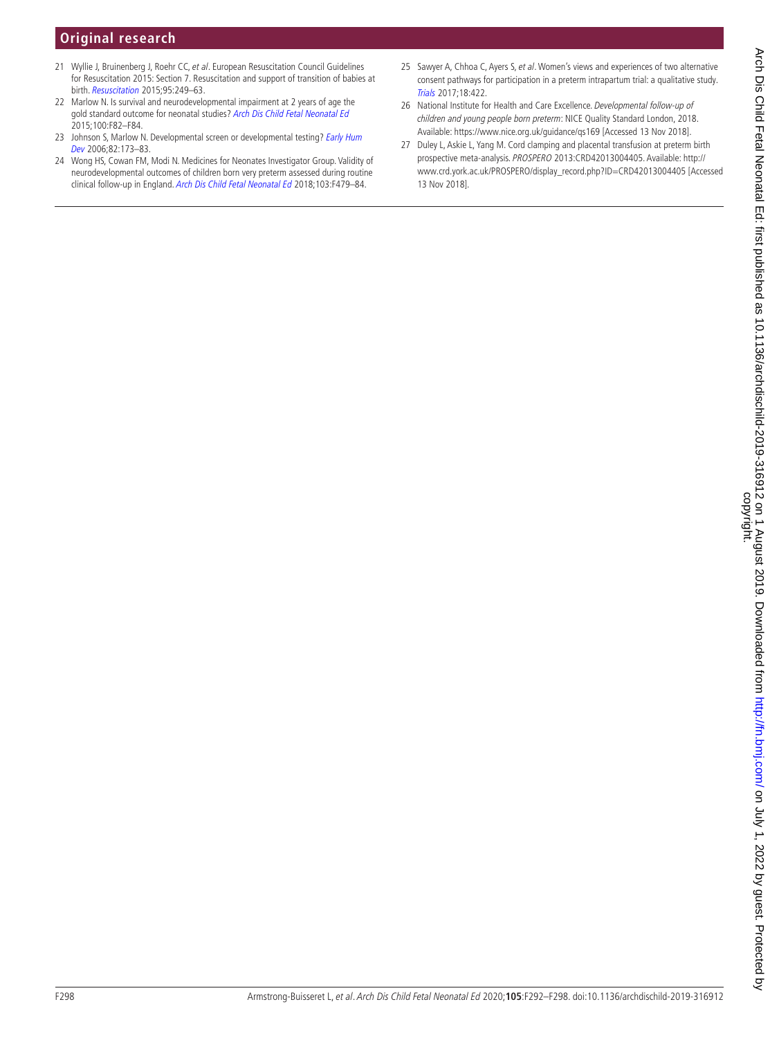21 Wyllie J, Bruinenberg J, Roehr CC, *et al*. European Resuscitation Council Guidelines for Resuscitation 2015: Section 7. Resuscitation and support of transition of babies at birth. *Resuscitation* 2015;95:249–63.

22 Marlow N. Is survival and neurodevelopmental impairment at 2 years of age the gold standard outcome for neonatal studies? *Arch Dis Child Fetal Neonatal Ed* 2015;100:F82–F84.

23 Johnson S, Marlow N. Developmental screen or developmental testing? *Early Hum Dev* 2006;82:173–83.

24 Wong HS, Cowan FM, Modi N. Medicines for Neonates Investigator Group. Validity of neurodevelopmental outcomes of children born very preterm assessed during routine clinical follow-up in England. *Arch Dis Child Fetal Neonatal Ed* 2018;103:F479–84.

25 Sawyer A, Chhoa C, Ayers S, *et al*. Women's views and experiences of two alternative consent pathways for participation in a preterm intrapartum trial: a qualitative study. *Trials* 2017;18:422.

26 National Institute for Health and Care Excellence. *Developmental follow-up of children and young people born preterm*: NICE Quality Standard London, 2018. Available: https://www.nice.org.uk/guidance/qs169 [Accessed 13 Nov 2018].

27 Duley L, Askie L, Yang M. Cord clamping and placental transfusion at preterm birth prospective meta-analysis. *PROSPERO* 2013:CRD42013004405. Available: http://www.crd.york.ac.uk/PROSPERO/display_record.php?ID=CRD42013004405 [Accessed 13 Nov 2018].